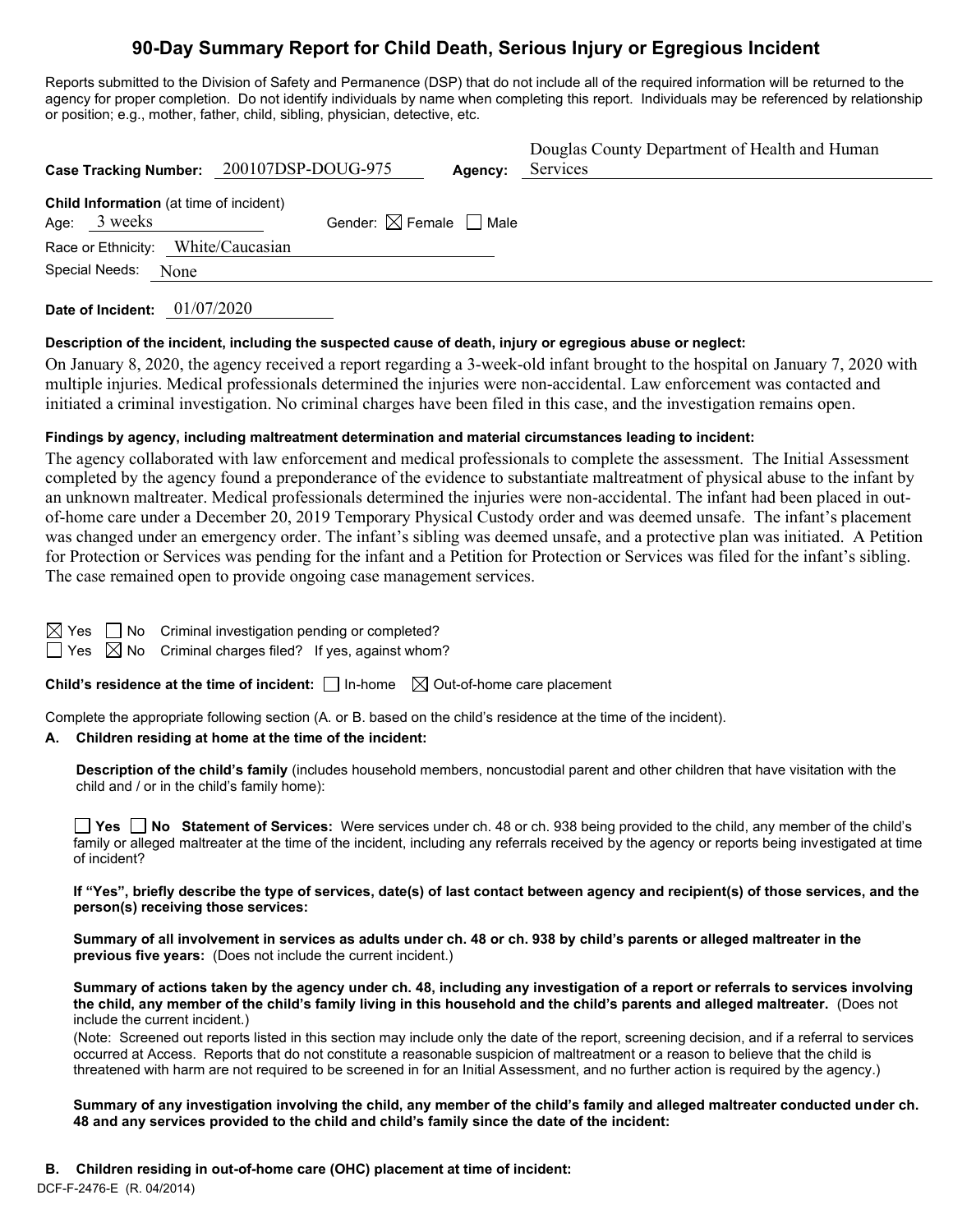# 90-Day Summary Report for Child Death, Serious Injury or Egregious Incident

Reports submitted to the Division of Safety and Permanence (DSP) that do not include all of the required information will be returned to the agency for proper completion. Do not identify individuals by name when completing this report. Individuals may be referenced by relationship or position; e.g., mother, father, child, sibling, physician, detective, etc.

**Case Tracking Number:** 200107DSP-DOUG-975 **Agency:** Douglas County Department of Health and Human Services

**Child Information** (at time of incident)

Age: 3 weeks Gender: ☒ Female ☐ Male

Race or Ethnicity: White/Caucasian

Special Needs: None

**Date of Incident:** 01/07/2020

**Description of the incident, including the suspected cause of death, injury or egregious abuse or neglect:**

On January 8, 2020, the agency received a report regarding a 3-week-old infant brought to the hospital on January 7, 2020 with multiple injuries. Medical professionals determined the injuries were non-accidental. Law enforcement was contacted and initiated a criminal investigation. No criminal charges have been filed in this case, and the investigation remains open.

**Findings by agency, including maltreatment determination and material circumstances leading to incident:**

The agency collaborated with law enforcement and medical professionals to complete the assessment. The Initial Assessment completed by the agency found a preponderance of the evidence to substantiate maltreatment of physical abuse to the infant by an unknown maltreater. Medical professionals determined the injuries were non-accidental. The infant had been placed in out-of-home care under a December 20, 2019 Temporary Physical Custody order and was deemed unsafe. The infant's placement was changed under an emergency order. The infant's sibling was deemed unsafe, and a protective plan was initiated. A Petition for Protection or Services was pending for the infant and a Petition for Protection or Services was filed for the infant's sibling. The case remained open to provide ongoing case management services.

☒ Yes ☐ No Criminal investigation pending or completed?

☐ Yes ☒ No Criminal charges filed? If yes, against whom?

**Child's residence at the time of incident:** ☐ In-home ☒ Out-of-home care placement

Complete the appropriate following section (A. or B. based on the child's residence at the time of the incident).

**A. Children residing at home at the time of the incident:**

**Description of the child's family** (includes household members, noncustodial parent and other children that have visitation with the child and / or in the child's family home):

☐ **Yes** ☐ **No Statement of Services:** Were services under ch. 48 or ch. 938 being provided to the child, any member of the child's family or alleged maltreater at the time of the incident, including any referrals received by the agency or reports being investigated at time of incident?

**If "Yes", briefly describe the type of services, date(s) of last contact between agency and recipient(s) of those services, and the person(s) receiving those services:**

**Summary of all involvement in services as adults under ch. 48 or ch. 938 by child's parents or alleged maltreater in the previous five years:** (Does not include the current incident.)

**Summary of actions taken by the agency under ch. 48, including any investigation of a report or referrals to services involving the child, any member of the child's family living in this household and the child's parents and alleged maltreater.** (Does not include the current incident.)

(Note: Screened out reports listed in this section may include only the date of the report, screening decision, and if a referral to services occurred at Access. Reports that do not constitute a reasonable suspicion of maltreatment or a reason to believe that the child is threatened with harm are not required to be screened in for an Initial Assessment, and no further action is required by the agency.)

**Summary of any investigation involving the child, any member of the child's family and alleged maltreater conducted under ch. 48 and any services provided to the child and child's family since the date of the incident:**

**B. Children residing in out-of-home care (OHC) placement at time of incident:**

DCF-F-2476-E (R. 04/2014)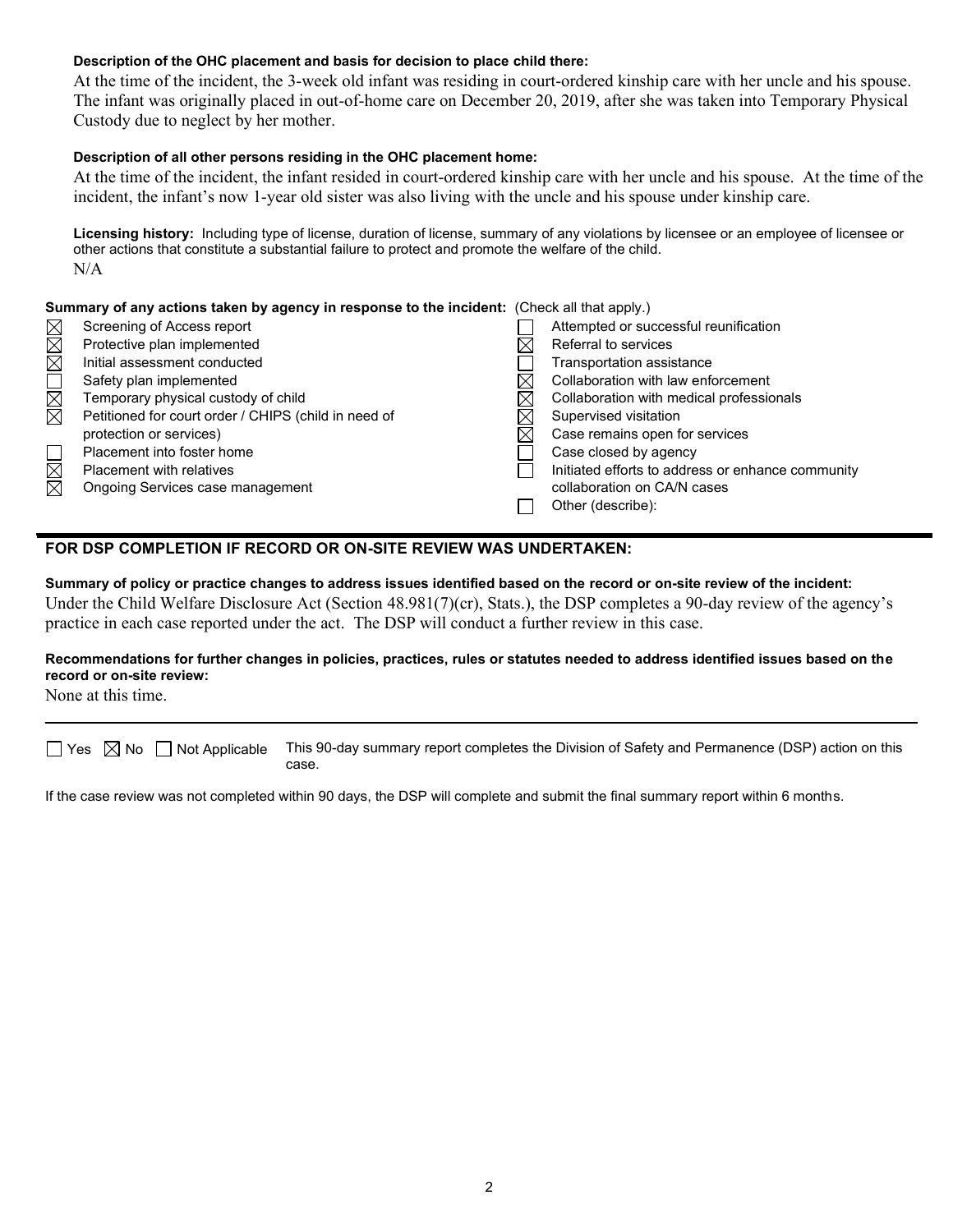**Description of the OHC placement and basis for decision to place child there:**

At the time of the incident, the 3-week old infant was residing in court-ordered kinship care with her uncle and his spouse. The infant was originally placed in out-of-home care on December 20, 2019, after she was taken into Temporary Physical Custody due to neglect by her mother.

**Description of all other persons residing in the OHC placement home:**

At the time of the incident, the infant resided in court-ordered kinship care with her uncle and his spouse. At the time of the incident, the infant's now 1-year old sister was also living with the uncle and his spouse under kinship care.

**Licensing history:** Including type of license, duration of license, summary of any violations by licensee or an employee of licensee or other actions that constitute a substantial failure to protect and promote the welfare of the child.

N/A

**Summary of any actions taken by agency in response to the incident:** (Check all that apply.)

- [x] Screening of Access report
- [x] Protective plan implemented
- [x] Initial assessment conducted
- [ ] Safety plan implemented
- [x] Temporary physical custody of child
- [x] Petitioned for court order / CHIPS (child in need of protection or services)
- [ ] Placement into foster home
- [x] Placement with relatives
- [x] Ongoing Services case management
- [ ] Attempted or successful reunification
- [x] Referral to services
- [ ] Transportation assistance
- [x] Collaboration with law enforcement
- [x] Collaboration with medical professionals
- [x] Supervised visitation
- [x] Case remains open for services
- [ ] Case closed by agency
- [ ] Initiated efforts to address or enhance community collaboration on CA/N cases
- [ ] Other (describe):

## FOR DSP COMPLETION IF RECORD OR ON-SITE REVIEW WAS UNDERTAKEN:

**Summary of policy or practice changes to address issues identified based on the record or on-site review of the incident:**

Under the Child Welfare Disclosure Act (Section 48.981(7)(cr), Stats.), the DSP completes a 90-day review of the agency's practice in each case reported under the act. The DSP will conduct a further review in this case.

**Recommendations for further changes in policies, practices, rules or statutes needed to address identified issues based on the record or on-site review:**

None at this time.

---

☐ Yes ☒ No ☐ Not Applicable This 90-day summary report completes the Division of Safety and Permanence (DSP) action on this case.

If the case review was not completed within 90 days, the DSP will complete and submit the final summary report within 6 months.